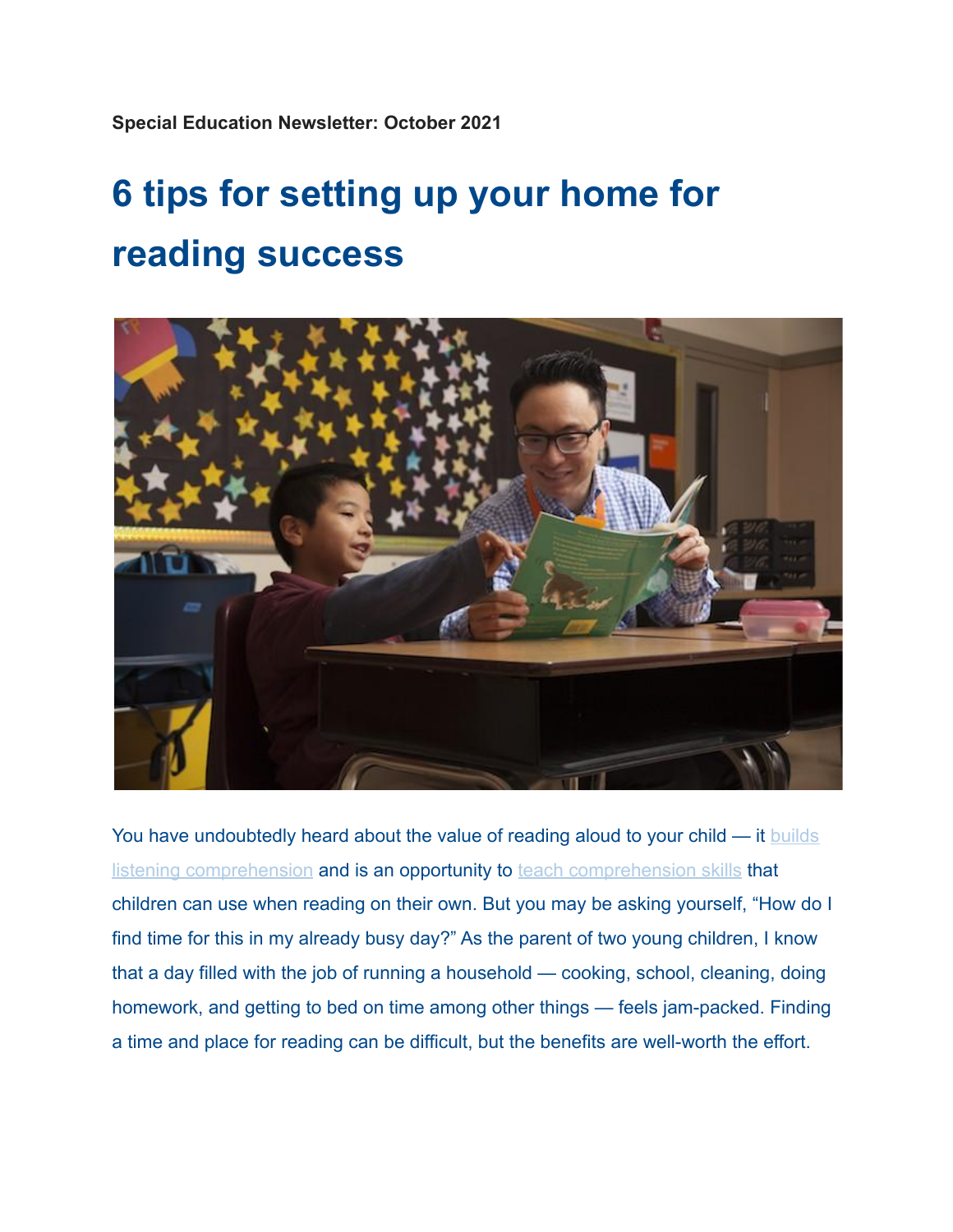**Special Education Newsletter: October 2021**

# 6 tips for setting up your home for reading success

You have undoubtedly heard about the value of reading aloud to your child — it builds listening comprehension and is an opportunity to teach comprehension skills that children can use when reading on their own. But you may be asking yourself, "How do I find time for this in my already busy day?" As the parent of two young children, I know that a day filled with the job of running a household — cooking, school, cleaning, doing homework, and getting to bed on time among other things — feels jam-packed. Finding a time and place for reading can be difficult, but the benefits are well-worth the effort.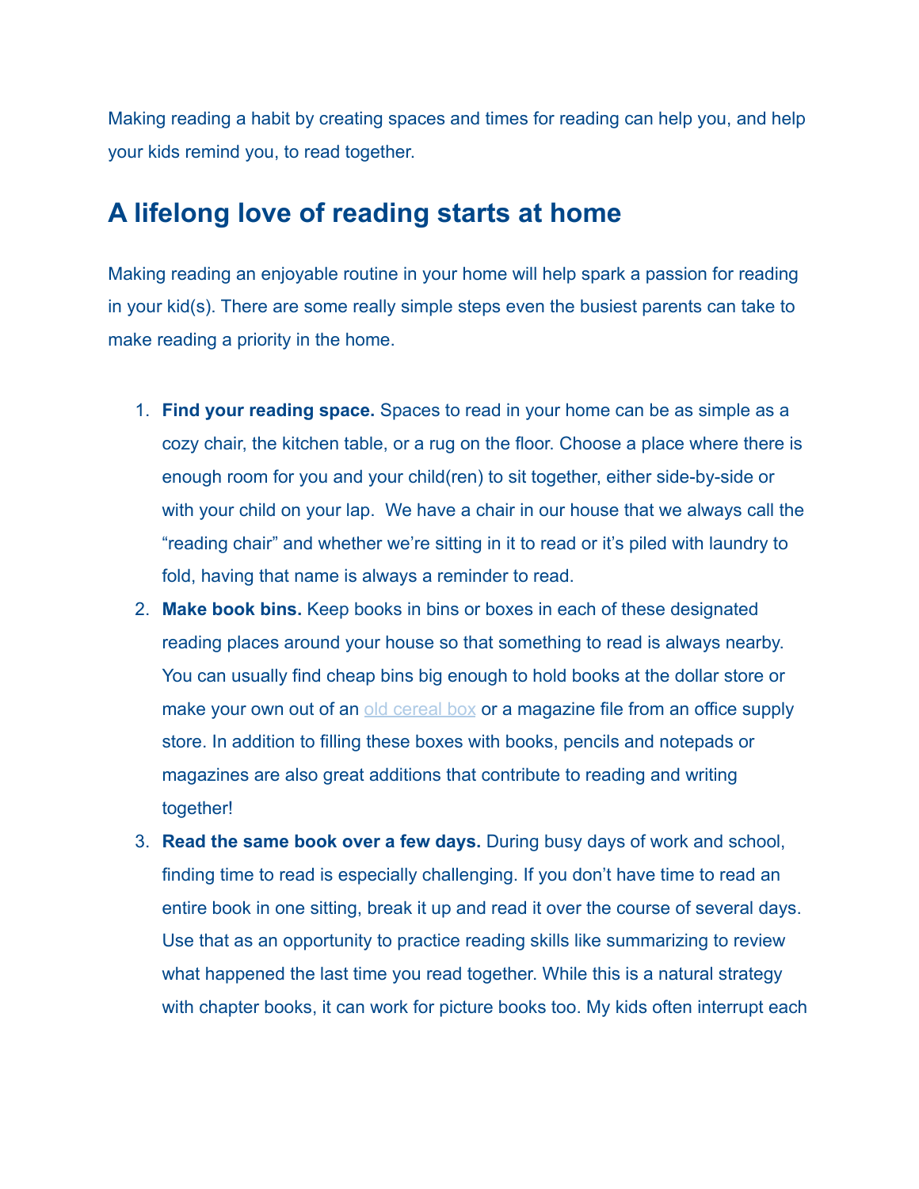Making reading a habit by creating spaces and times for reading can help you, and help your kids remind you, to read together.

## A lifelong love of reading starts at home

Making reading an enjoyable routine in your home will help spark a passion for reading in your kid(s). There are some really simple steps even the busiest parents can take to make reading a priority in the home.

1. **Find your reading space.** Spaces to read in your home can be as simple as a cozy chair, the kitchen table, or a rug on the floor. Choose a place where there is enough room for you and your child(ren) to sit together, either side-by-side or with your child on your lap. We have a chair in our house that we always call the "reading chair" and whether we're sitting in it to read or it's piled with laundry to fold, having that name is always a reminder to read.
2. **Make book bins.** Keep books in bins or boxes in each of these designated reading places around your house so that something to read is always nearby. You can usually find cheap bins big enough to hold books at the dollar store or make your own out of an old cereal box or a magazine file from an office supply store. In addition to filling these boxes with books, pencils and notepads or magazines are also great additions that contribute to reading and writing together!
3. **Read the same book over a few days.** During busy days of work and school, finding time to read is especially challenging. If you don't have time to read an entire book in one sitting, break it up and read it over the course of several days. Use that as an opportunity to practice reading skills like summarizing to review what happened the last time you read together. While this is a natural strategy with chapter books, it can work for picture books too. My kids often interrupt each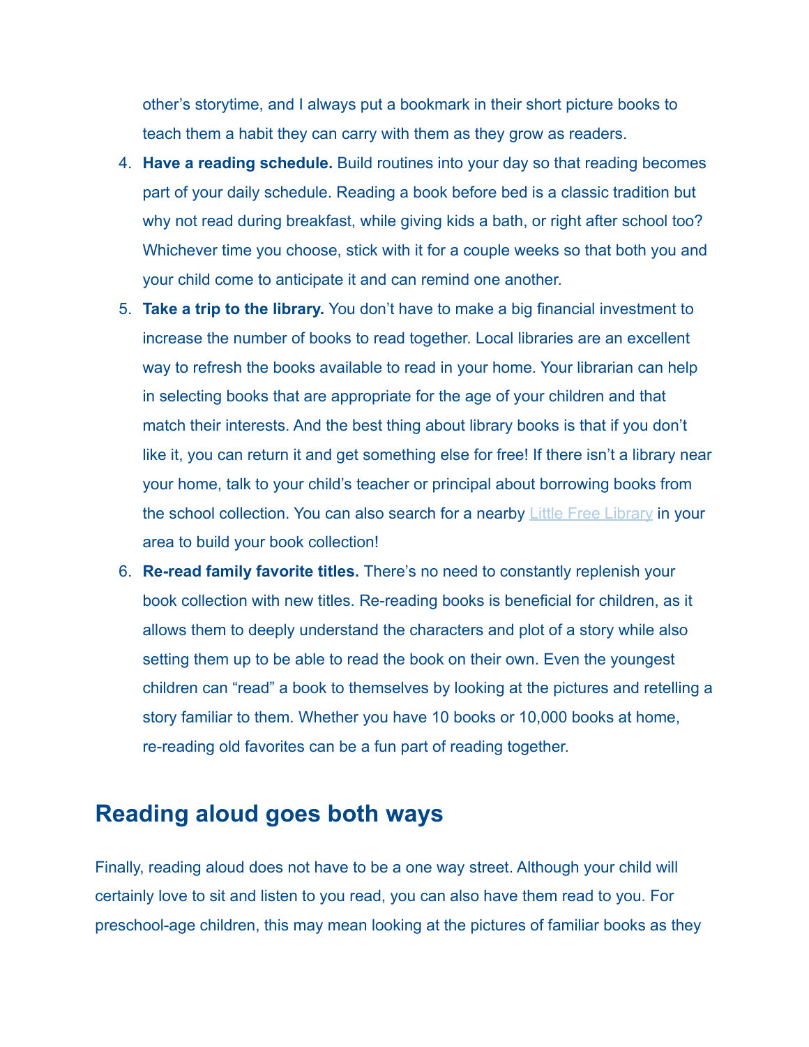other's storytime, and I always put a bookmark in their short picture books to teach them a habit they can carry with them as they grow as readers.

4. **Have a reading schedule.** Build routines into your day so that reading becomes part of your daily schedule. Reading a book before bed is a classic tradition but why not read during breakfast, while giving kids a bath, or right after school too? Whichever time you choose, stick with it for a couple weeks so that both you and your child come to anticipate it and can remind one another.
5. **Take a trip to the library.** You don't have to make a big financial investment to increase the number of books to read together. Local libraries are an excellent way to refresh the books available to read in your home. Your librarian can help in selecting books that are appropriate for the age of your children and that match their interests. And the best thing about library books is that if you don't like it, you can return it and get something else for free! If there isn't a library near your home, talk to your child's teacher or principal about borrowing books from the school collection. You can also search for a nearby Little Free Library in your area to build your book collection!
6. **Re-read family favorite titles.** There's no need to constantly replenish your book collection with new titles. Re-reading books is beneficial for children, as it allows them to deeply understand the characters and plot of a story while also setting them up to be able to read the book on their own. Even the youngest children can "read" a book to themselves by looking at the pictures and retelling a story familiar to them. Whether you have 10 books or 10,000 books at home, re-reading old favorites can be a fun part of reading together.

## Reading aloud goes both ways

Finally, reading aloud does not have to be a one way street. Although your child will certainly love to sit and listen to you read, you can also have them read to you. For preschool-age children, this may mean looking at the pictures of familiar books as they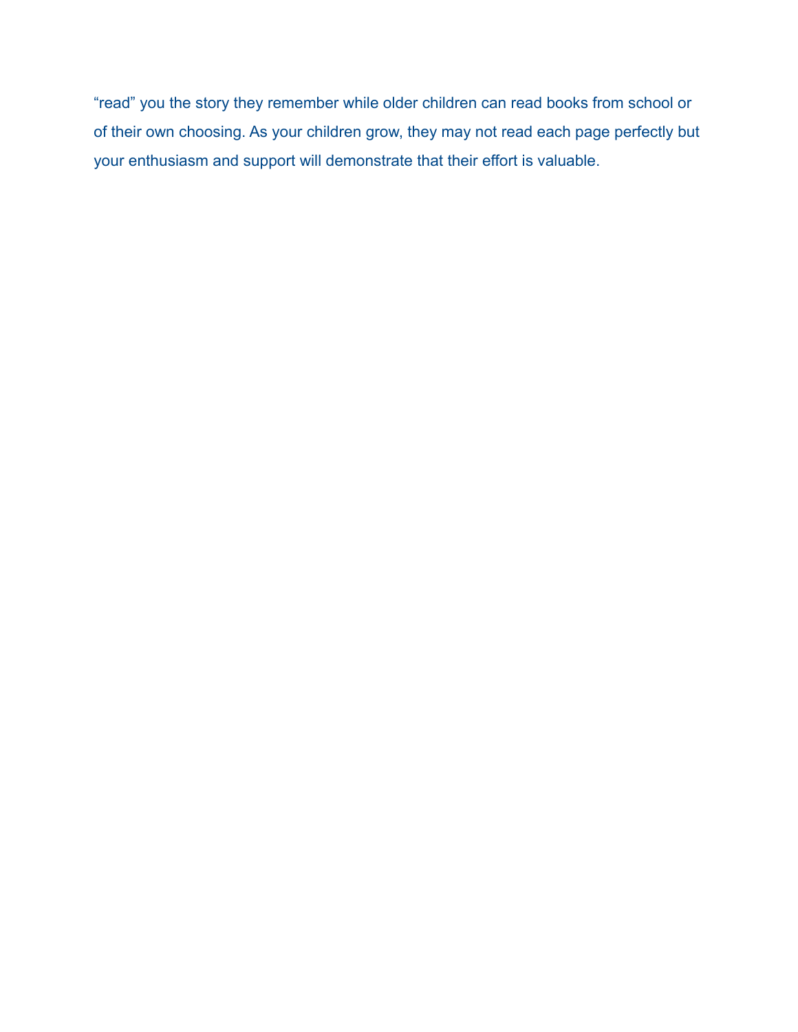“read” you the story they remember while older children can read books from school or of their own choosing. As your children grow, they may not read each page perfectly but your enthusiasm and support will demonstrate that their effort is valuable.